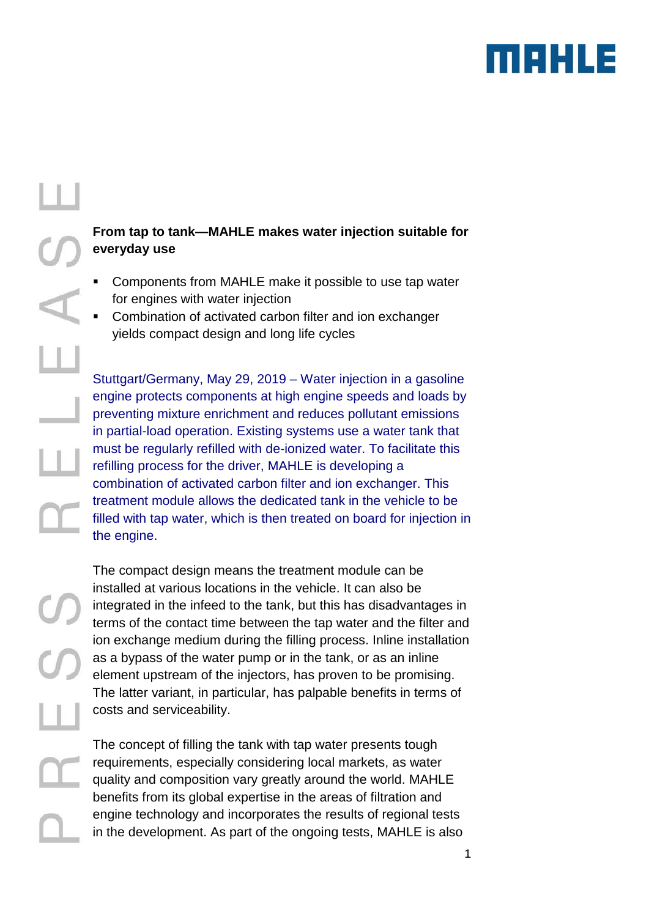# From tap to tank—MAHLE makes water injection suitable for everyday use

- Components from MAHLE make it possible to use tap water for engines with water injection
- Combination of activated carbon filter and ion exchanger yields compact design and long life cycles

Stuttgart/Germany, May 29, 2019 – Water injection in a gasoline engine protects components at high engine speeds and loads by preventing mixture enrichment and reduces pollutant emissions in partial-load operation. Existing systems use a water tank that must be regularly refilled with de-ionized water. To facilitate this refilling process for the driver, MAHLE is developing a combination of activated carbon filter and ion exchanger. This treatment module allows the dedicated tank in the vehicle to be filled with tap water, which is then treated on board for injection in the engine.

The compact design means the treatment module can be installed at various locations in the vehicle. It can also be integrated in the infeed to the tank, but this has disadvantages in terms of the contact time between the tap water and the filter and ion exchange medium during the filling process. Inline installation as a bypass of the water pump or in the tank, or as an inline element upstream of the injectors, has proven to be promising. The latter variant, in particular, has palpable benefits in terms of costs and serviceability.

The concept of filling the tank with tap water presents tough requirements, especially considering local markets, as water quality and composition vary greatly around the world. MAHLE benefits from its global expertise in the areas of filtration and engine technology and incorporates the results of regional tests in the development. As part of the ongoing tests, MAHLE is also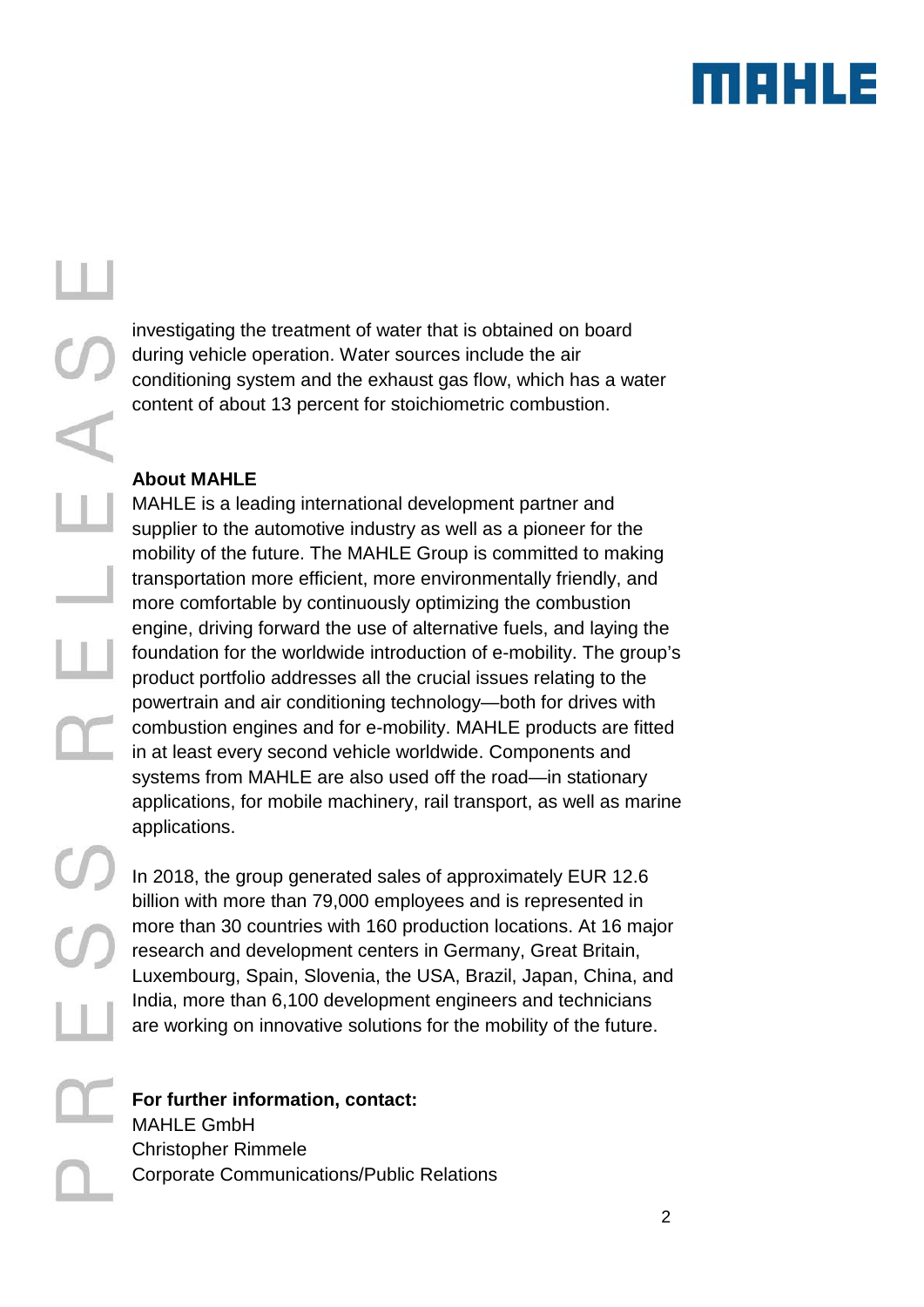investigating the treatment of water that is obtained on board during vehicle operation. Water sources include the air conditioning system and the exhaust gas flow, which has a water content of about 13 percent for stoichiometric combustion.

**About MAHLE**

MAHLE is a leading international development partner and supplier to the automotive industry as well as a pioneer for the mobility of the future. The MAHLE Group is committed to making transportation more efficient, more environmentally friendly, and more comfortable by continuously optimizing the combustion engine, driving forward the use of alternative fuels, and laying the foundation for the worldwide introduction of e-mobility. The group's product portfolio addresses all the crucial issues relating to the powertrain and air conditioning technology—both for drives with combustion engines and for e-mobility. MAHLE products are fitted in at least every second vehicle worldwide. Components and systems from MAHLE are also used off the road—in stationary applications, for mobile machinery, rail transport, as well as marine applications.

In 2018, the group generated sales of approximately EUR 12.6 billion with more than 79,000 employees and is represented in more than 30 countries with 160 production locations. At 16 major research and development centers in Germany, Great Britain, Luxembourg, Spain, Slovenia, the USA, Brazil, Japan, China, and India, more than 6,100 development engineers and technicians are working on innovative solutions for the mobility of the future.

**For further information, contact:**
MAHLE GmbH
Christopher Rimmele
Corporate Communications/Public Relations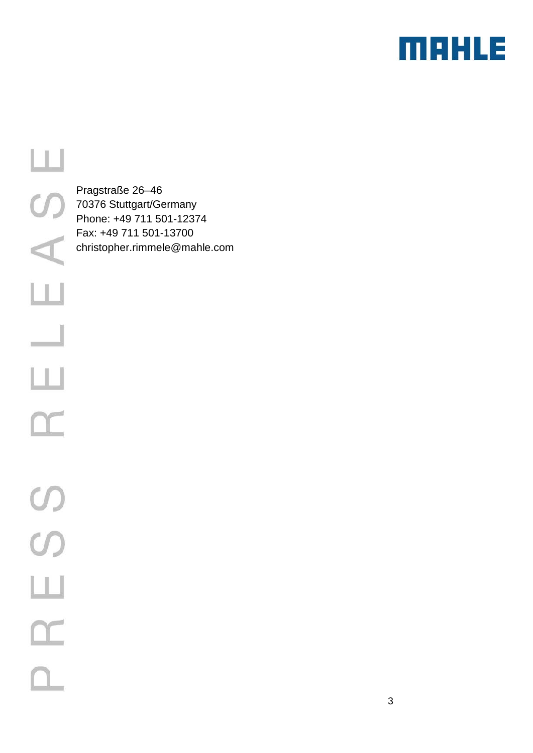Pragstraße 26–46
70376 Stuttgart/Germany
Phone: +49 711 501-12374
Fax: +49 711 501-13700
christopher.rimmele@mahle.com